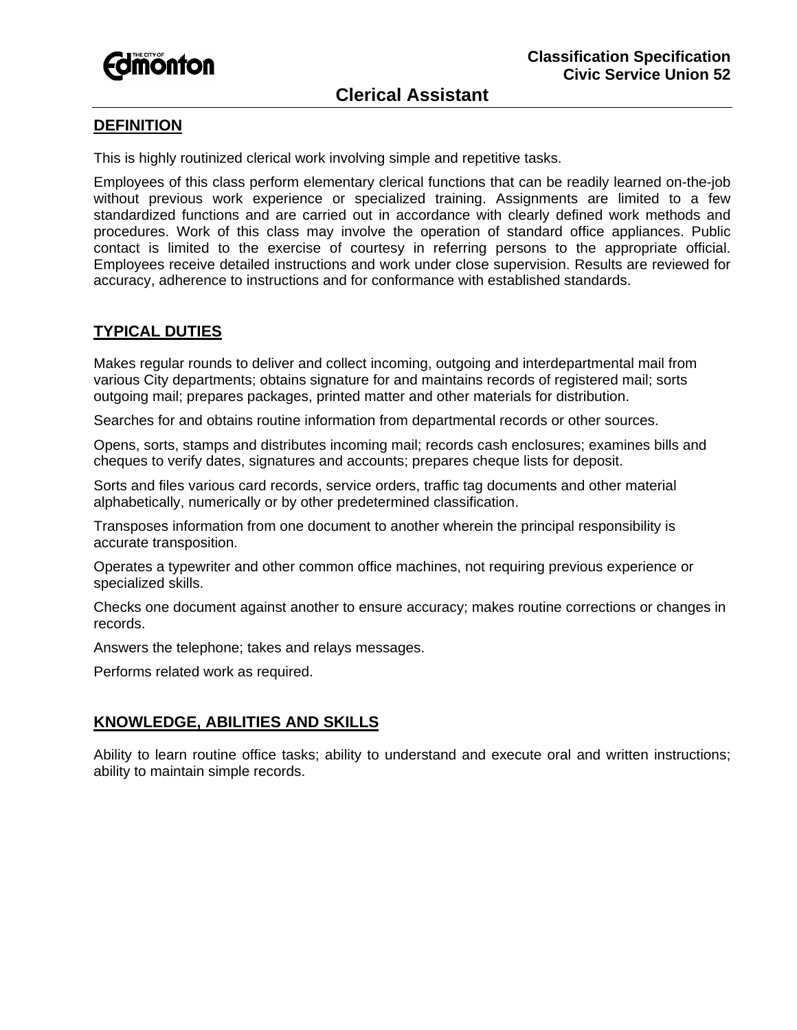**Classification Specification**
**Civic Service Union 52**

# Clerical Assistant

## DEFINITION

This is highly routinized clerical work involving simple and repetitive tasks.

Employees of this class perform elementary clerical functions that can be readily learned on-the-job without previous work experience or specialized training. Assignments are limited to a few standardized functions and are carried out in accordance with clearly defined work methods and procedures. Work of this class may involve the operation of standard office appliances. Public contact is limited to the exercise of courtesy in referring persons to the appropriate official. Employees receive detailed instructions and work under close supervision. Results are reviewed for accuracy, adherence to instructions and for conformance with established standards.

## TYPICAL DUTIES

Makes regular rounds to deliver and collect incoming, outgoing and interdepartmental mail from various City departments; obtains signature for and maintains records of registered mail; sorts outgoing mail; prepares packages, printed matter and other materials for distribution.

Searches for and obtains routine information from departmental records or other sources.

Opens, sorts, stamps and distributes incoming mail; records cash enclosures; examines bills and cheques to verify dates, signatures and accounts; prepares cheque lists for deposit.

Sorts and files various card records, service orders, traffic tag documents and other material alphabetically, numerically or by other predetermined classification.

Transposes information from one document to another wherein the principal responsibility is accurate transposition.

Operates a typewriter and other common office machines, not requiring previous experience or specialized skills.

Checks one document against another to ensure accuracy; makes routine corrections or changes in records.

Answers the telephone; takes and relays messages.

Performs related work as required.

## KNOWLEDGE, ABILITIES AND SKILLS

Ability to learn routine office tasks; ability to understand and execute oral and written instructions; ability to maintain simple records.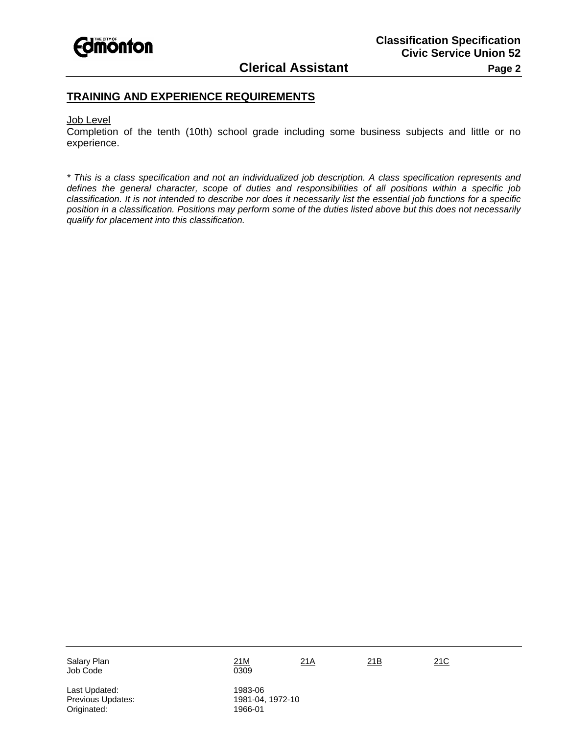## TRAINING AND EXPERIENCE REQUIREMENTS

Job Level

Completion of the tenth (10th) school grade including some business subjects and little or no experience.

*\* This is a class specification and not an individualized job description. A class specification represents and defines the general character, scope of duties and responsibilities of all positions within a specific job classification. It is not intended to describe nor does it necessarily list the essential job functions for a specific position in a classification. Positions may perform some of the duties listed above but this does not necessarily qualify for placement into this classification.*

| | | | | |
|---|---|---|---|---|
| Salary Plan | 21M | 21A | 21B | 21C |
| Job Code | 0309 | | | |
| | | | | |
| Last Updated: | 1983-06 | | | |
| Previous Updates: | 1981-04, 1972-10 | | | |
| Originated: | 1966-01 | | | |